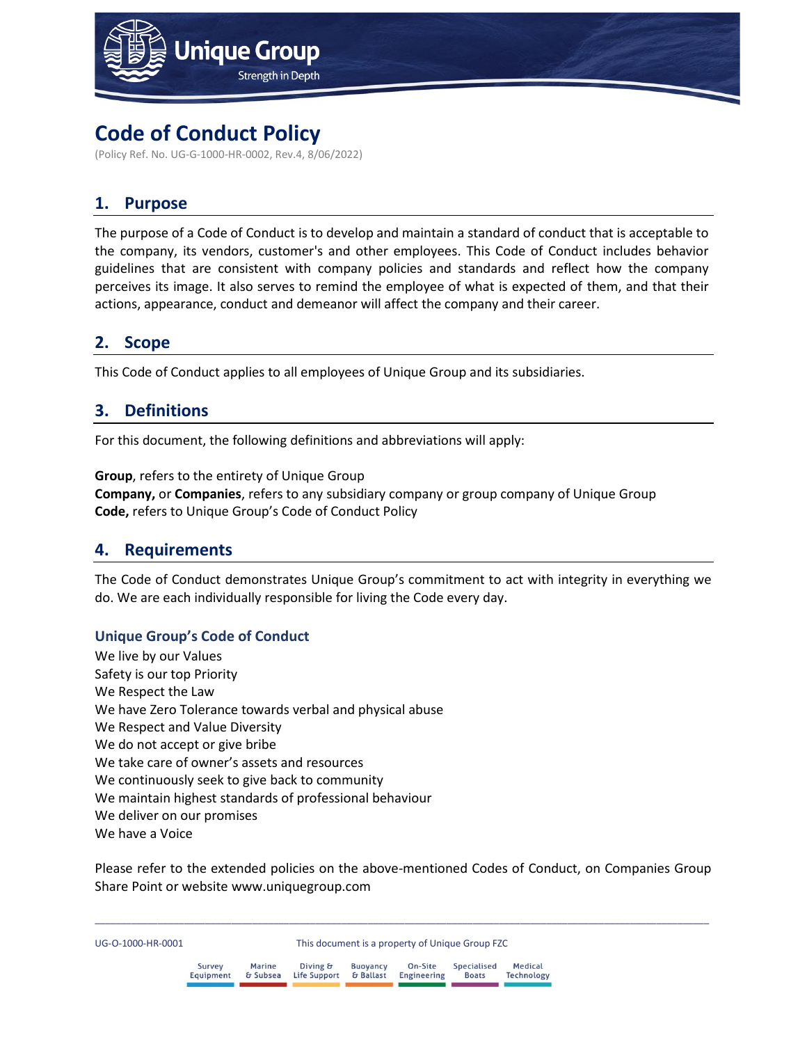# Code of Conduct Policy

(Policy Ref. No. UG-G-1000-HR-0002, Rev.4, 8/06/2022)

## 1. Purpose

The purpose of a Code of Conduct is to develop and maintain a standard of conduct that is acceptable to the company, its vendors, customer's and other employees. This Code of Conduct includes behavior guidelines that are consistent with company policies and standards and reflect how the company perceives its image. It also serves to remind the employee of what is expected of them, and that their actions, appearance, conduct and demeanor will affect the company and their career.

## 2. Scope

This Code of Conduct applies to all employees of Unique Group and its subsidiaries.

## 3. Definitions

For this document, the following definitions and abbreviations will apply:

**Group**, refers to the entirety of Unique Group
**Company,** or **Companies**, refers to any subsidiary company or group company of Unique Group
**Code,** refers to Unique Group's Code of Conduct Policy

## 4. Requirements

The Code of Conduct demonstrates Unique Group's commitment to act with integrity in everything we do. We are each individually responsible for living the Code every day.

### Unique Group's Code of Conduct

We live by our Values
Safety is our top Priority
We Respect the Law
We have Zero Tolerance towards verbal and physical abuse
We Respect and Value Diversity
We do not accept or give bribe
We take care of owner's assets and resources
We continuously seek to give back to community
We maintain highest standards of professional behaviour
We deliver on our promises
We have a Voice

Please refer to the extended policies on the above-mentioned Codes of Conduct, on Companies Group Share Point or website www.uniquegroup.com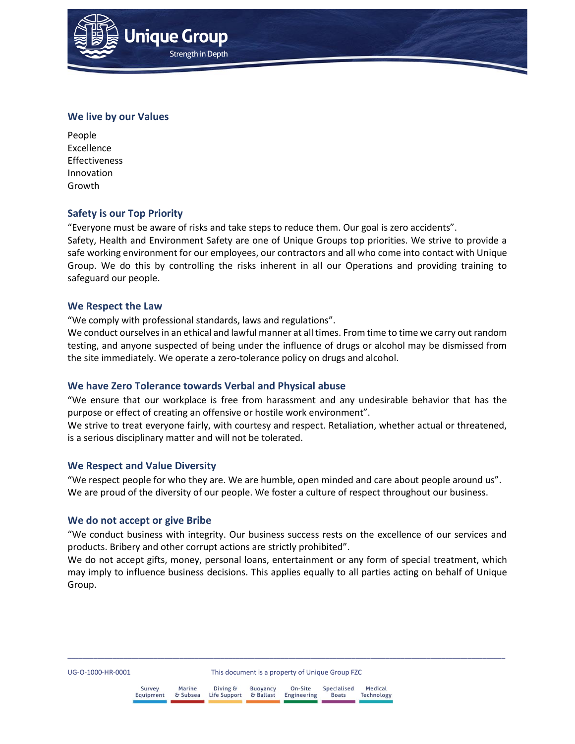## We live by our Values

People  
Excellence  
Effectiveness  
Innovation  
Growth

## Safety is our Top Priority

“Everyone must be aware of risks and take steps to reduce them. Our goal is zero accidents”.
Safety, Health and Environment Safety are one of Unique Groups top priorities. We strive to provide a safe working environment for our employees, our contractors and all who come into contact with Unique Group. We do this by controlling the risks inherent in all our Operations and providing training to safeguard our people.

## We Respect the Law

“We comply with professional standards, laws and regulations”.
We conduct ourselves in an ethical and lawful manner at all times. From time to time we carry out random testing, and anyone suspected of being under the influence of drugs or alcohol may be dismissed from the site immediately. We operate a zero-tolerance policy on drugs and alcohol.

## We have Zero Tolerance towards Verbal and Physical abuse

“We ensure that our workplace is free from harassment and any undesirable behavior that has the purpose or effect of creating an offensive or hostile work environment”.
We strive to treat everyone fairly, with courtesy and respect. Retaliation, whether actual or threatened, is a serious disciplinary matter and will not be tolerated.

## We Respect and Value Diversity

“We respect people for who they are. We are humble, open minded and care about people around us”.
We are proud of the diversity of our people. We foster a culture of respect throughout our business.

## We do not accept or give Bribe

“We conduct business with integrity. Our business success rests on the excellence of our services and products. Bribery and other corrupt actions are strictly prohibited”.
We do not accept gifts, money, personal loans, entertainment or any form of special treatment, which may imply to influence business decisions. This applies equally to all parties acting on behalf of Unique Group.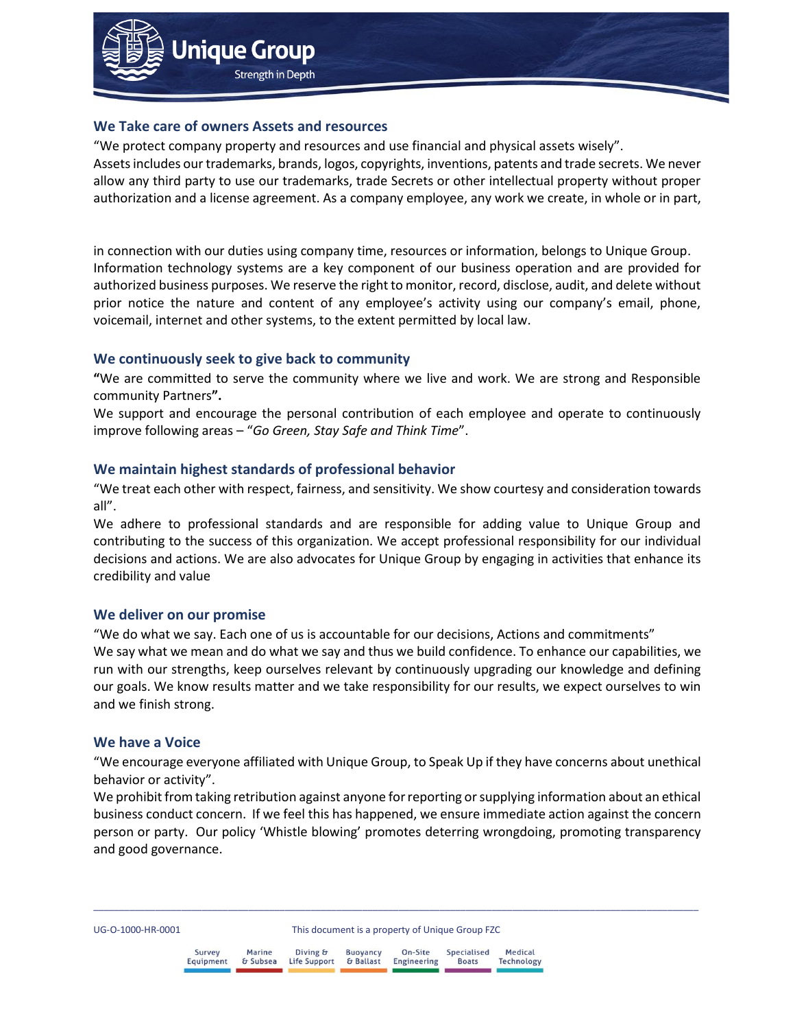## We Take care of owners Assets and resources

"We protect company property and resources and use financial and physical assets wisely".
Assets includes our trademarks, brands, logos, copyrights, inventions, patents and trade secrets. We never allow any third party to use our trademarks, trade Secrets or other intellectual property without proper authorization and a license agreement. As a company employee, any work we create, in whole or in part, in connection with our duties using company time, resources or information, belongs to Unique Group.
Information technology systems are a key component of our business operation and are provided for authorized business purposes. We reserve the right to monitor, record, disclose, audit, and delete without prior notice the nature and content of any employee's activity using our company's email, phone, voicemail, internet and other systems, to the extent permitted by local law.

## We continuously seek to give back to community

**"**We are committed to serve the community where we live and work. We are strong and Responsible community Partners**".**
We support and encourage the personal contribution of each employee and operate to continuously improve following areas – "*Go Green, Stay Safe and Think Time*".

## We maintain highest standards of professional behavior

"We treat each other with respect, fairness, and sensitivity. We show courtesy and consideration towards all".
We adhere to professional standards and are responsible for adding value to Unique Group and contributing to the success of this organization. We accept professional responsibility for our individual decisions and actions. We are also advocates for Unique Group by engaging in activities that enhance its credibility and value

## We deliver on our promise

"We do what we say. Each one of us is accountable for our decisions, Actions and commitments"
We say what we mean and do what we say and thus we build confidence. To enhance our capabilities, we run with our strengths, keep ourselves relevant by continuously upgrading our knowledge and defining our goals. We know results matter and we take responsibility for our results, we expect ourselves to win and we finish strong.

## We have a Voice

"We encourage everyone affiliated with Unique Group, to Speak Up if they have concerns about unethical behavior or activity".
We prohibit from taking retribution against anyone for reporting or supplying information about an ethical business conduct concern. If we feel this has happened, we ensure immediate action against the concern person or party. Our policy 'Whistle blowing' promotes deterring wrongdoing, promoting transparency and good governance.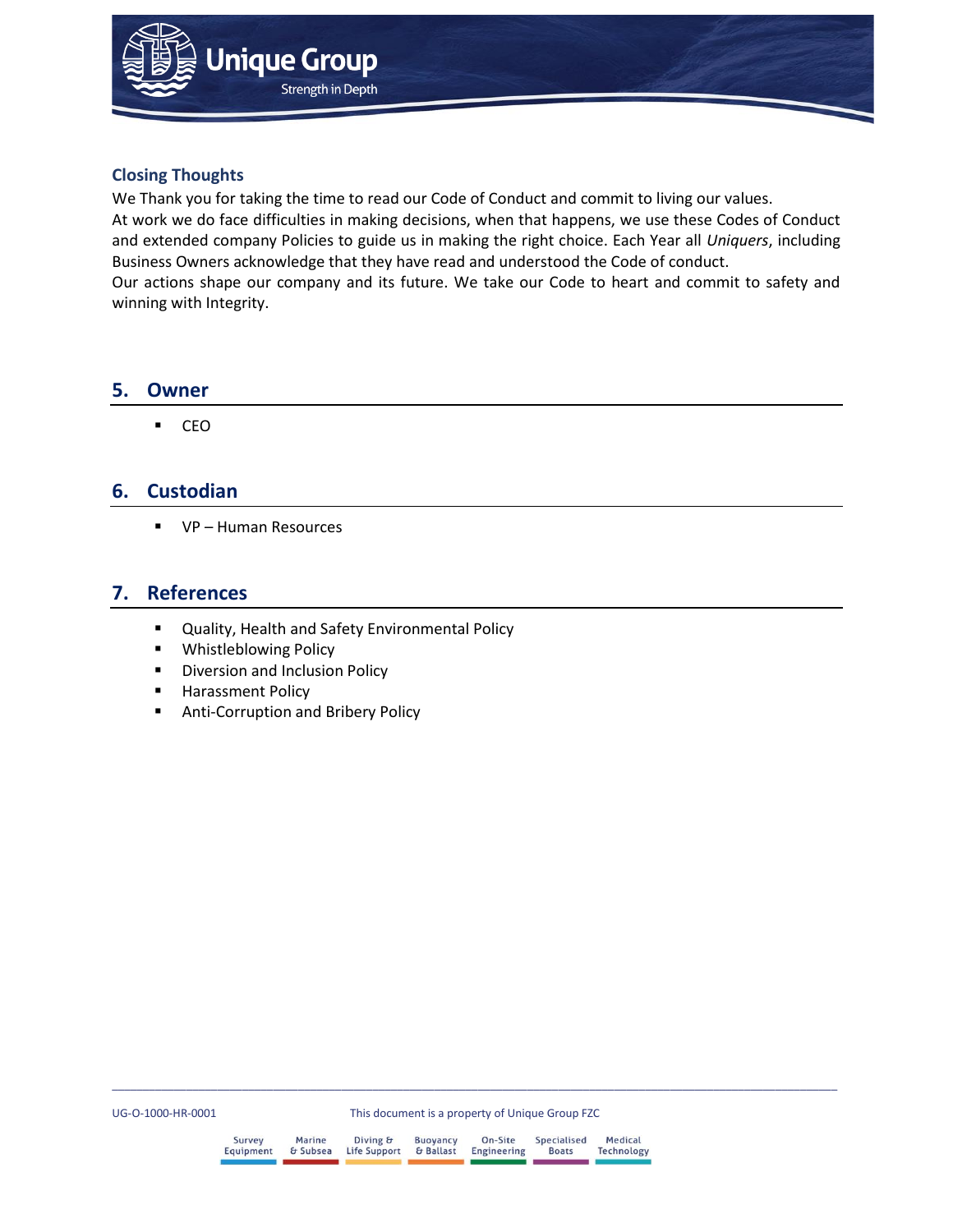### Closing Thoughts

We Thank you for taking the time to read our Code of Conduct and commit to living our values.
At work we do face difficulties in making decisions, when that happens, we use these Codes of Conduct and extended company Policies to guide us in making the right choice. Each Year all *Uniquers*, including Business Owners acknowledge that they have read and understood the Code of conduct.
Our actions shape our company and its future. We take our Code to heart and commit to safety and winning with Integrity.

## 5. Owner

- CEO

## 6. Custodian

- VP – Human Resources

## 7. References

- Quality, Health and Safety Environmental Policy
- Whistleblowing Policy
- Diversion and Inclusion Policy
- Harassment Policy
- Anti-Corruption and Bribery Policy